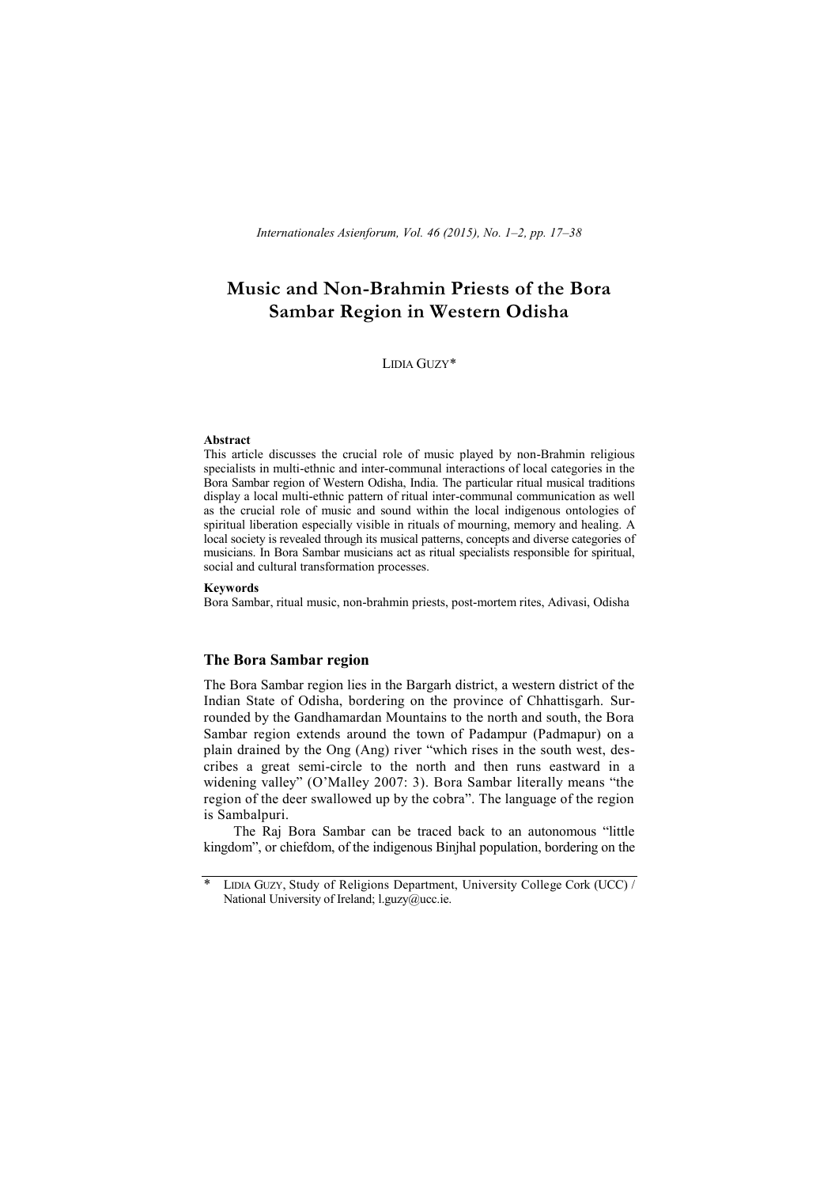# Music and Non-Brahmin Priests of the Bora Sambar Region in Western Odisha

LIDIA GUZY*

**Abstract**

This article discusses the crucial role of music played by non-Brahmin religious specialists in multi-ethnic and inter-communal interactions of local categories in the Bora Sambar region of Western Odisha, India. The particular ritual musical traditions display a local multi-ethnic pattern of ritual inter-communal communication as well as the crucial role of music and sound within the local indigenous ontologies of spiritual liberation especially visible in rituals of mourning, memory and healing. A local society is revealed through its musical patterns, concepts and diverse categories of musicians. In Bora Sambar musicians act as ritual specialists responsible for spiritual, social and cultural transformation processes.

**Keywords**

Bora Sambar, ritual music, non-brahmin priests, post-mortem rites, Adivasi, Odisha

## The Bora Sambar region

The Bora Sambar region lies in the Bargarh district, a western district of the Indian State of Odisha, bordering on the province of Chhattisgarh. Surrounded by the Gandhamardan Mountains to the north and south, the Bora Sambar region extends around the town of Padampur (Padmapur) on a plain drained by the Ong (Ang) river "which rises in the south west, describes a great semi-circle to the north and then runs eastward in a widening valley" (O'Malley 2007: 3). Bora Sambar literally means "the region of the deer swallowed up by the cobra". The language of the region is Sambalpuri.

The Raj Bora Sambar can be traced back to an autonomous "little kingdom", or chiefdom, of the indigenous Binjhal population, bordering on the

---

\* LIDIA GUZY, Study of Religions Department, University College Cork (UCC) / National University of Ireland; l.guzy@ucc.ie.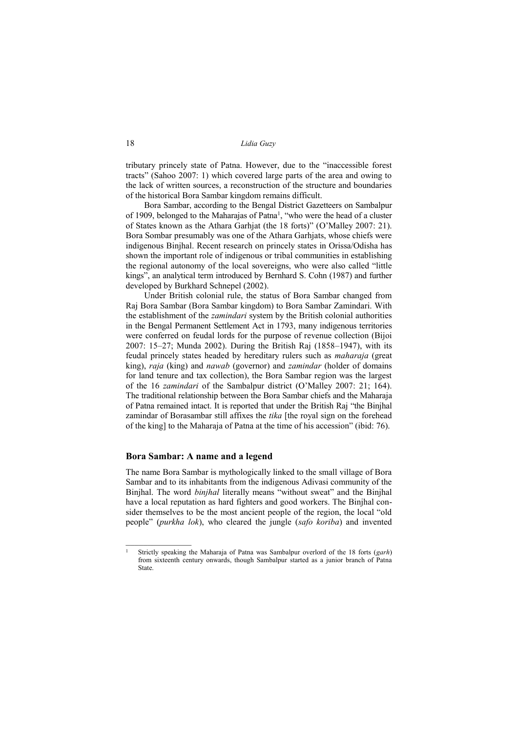tributary princely state of Patna. However, due to the "inaccessible forest tracts" (Sahoo 2007: 1) which covered large parts of the area and owing to the lack of written sources, a reconstruction of the structure and boundaries of the historical Bora Sambar kingdom remains difficult.

Bora Sambar, according to the Bengal District Gazetteers on Sambalpur of 1909, belonged to the Maharajas of Patna[1], "who were the head of a cluster of States known as the Athara Garhjat (the 18 forts)" (O'Malley 2007: 21). Bora Sombar presumably was one of the Athara Garhjats, whose chiefs were indigenous Binjhal. Recent research on princely states in Orissa/Odisha has shown the important role of indigenous or tribal communities in establishing the regional autonomy of the local sovereigns, who were also called "little kings", an analytical term introduced by Bernhard S. Cohn (1987) and further developed by Burkhard Schnepel (2002).

Under British colonial rule, the status of Bora Sambar changed from Raj Bora Sambar (Bora Sambar kingdom) to Bora Sambar Zamindari. With the establishment of the *zamindari* system by the British colonial authorities in the Bengal Permanent Settlement Act in 1793, many indigenous territories were conferred on feudal lords for the purpose of revenue collection (Bijoi 2007: 15–27; Munda 2002). During the British Raj (1858–1947), with its feudal princely states headed by hereditary rulers such as *maharaja* (great king), *raja* (king) and *nawab* (governor) and *zamindar* (holder of domains for land tenure and tax collection), the Bora Sambar region was the largest of the 16 *zamindari* of the Sambalpur district (O'Malley 2007: 21; 164). The traditional relationship between the Bora Sambar chiefs and the Maharaja of Patna remained intact. It is reported that under the British Raj "the Binjhal zamindar of Borasambar still affixes the *tika* [the royal sign on the forehead of the king] to the Maharaja of Patna at the time of his accession" (ibid: 76).

## Bora Sambar: A name and a legend

The name Bora Sambar is mythologically linked to the small village of Bora Sambar and to its inhabitants from the indigenous Adivasi community of the Binjhal. The word *binjhal* literally means "without sweat" and the Binjhal have a local reputation as hard fighters and good workers. The Binjhal consider themselves to be the most ancient people of the region, the local "old people" (*purkha lok*), who cleared the jungle (*safo koriba*) and invented

---

[1] Strictly speaking the Maharaja of Patna was Sambalpur overlord of the 18 forts (*garh*) from sixteenth century onwards, though Sambalpur started as a junior branch of Patna State.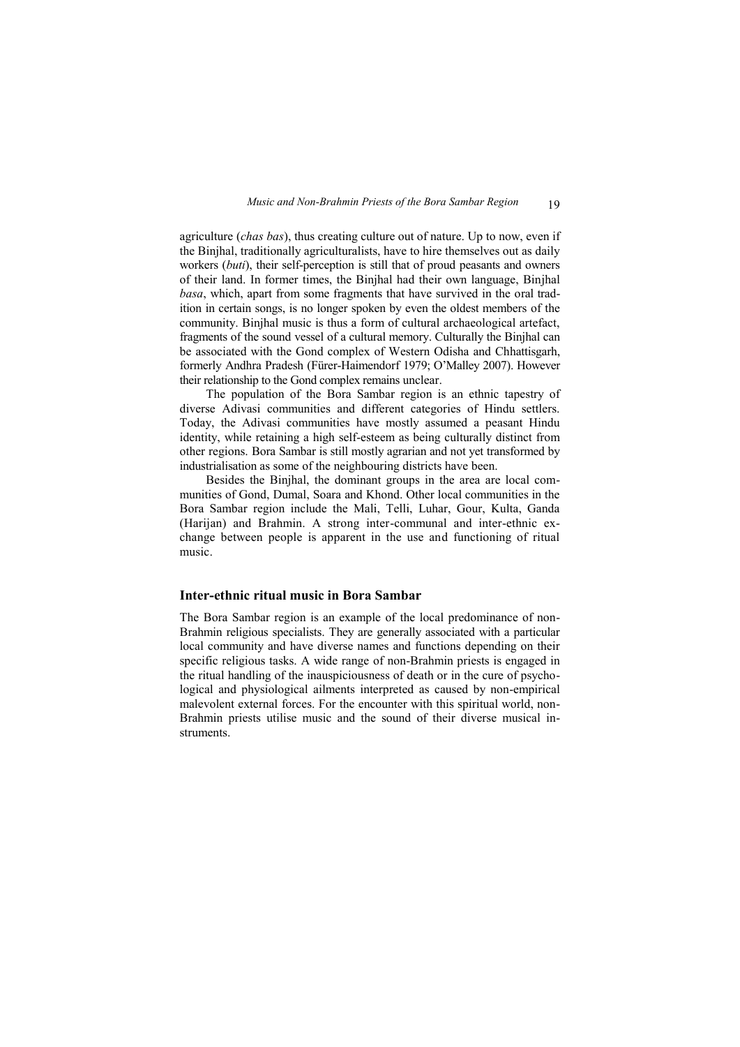agriculture (*chas bas*), thus creating culture out of nature. Up to now, even if the Binjhal, traditionally agriculturalists, have to hire themselves out as daily workers (*buti*), their self-perception is still that of proud peasants and owners of their land. In former times, the Binjhal had their own language, Binjhal *basa*, which, apart from some fragments that have survived in the oral tradition in certain songs, is no longer spoken by even the oldest members of the community. Binjhal music is thus a form of cultural archaeological artefact, fragments of the sound vessel of a cultural memory. Culturally the Binjhal can be associated with the Gond complex of Western Odisha and Chhattisgarh, formerly Andhra Pradesh (Fürer-Haimendorf 1979; O'Malley 2007). However their relationship to the Gond complex remains unclear.

The population of the Bora Sambar region is an ethnic tapestry of diverse Adivasi communities and different categories of Hindu settlers. Today, the Adivasi communities have mostly assumed a peasant Hindu identity, while retaining a high self-esteem as being culturally distinct from other regions. Bora Sambar is still mostly agrarian and not yet transformed by industrialisation as some of the neighbouring districts have been.

Besides the Binjhal, the dominant groups in the area are local communities of Gond, Dumal, Soara and Khond. Other local communities in the Bora Sambar region include the Mali, Telli, Luhar, Gour, Kulta, Ganda (Harijan) and Brahmin. A strong inter-communal and inter-ethnic exchange between people is apparent in the use and functioning of ritual music.

## Inter-ethnic ritual music in Bora Sambar

The Bora Sambar region is an example of the local predominance of non-Brahmin religious specialists. They are generally associated with a particular local community and have diverse names and functions depending on their specific religious tasks. A wide range of non-Brahmin priests is engaged in the ritual handling of the inauspiciousness of death or in the cure of psychological and physiological ailments interpreted as caused by non-empirical malevolent external forces. For the encounter with this spiritual world, non-Brahmin priests utilise music and the sound of their diverse musical instruments.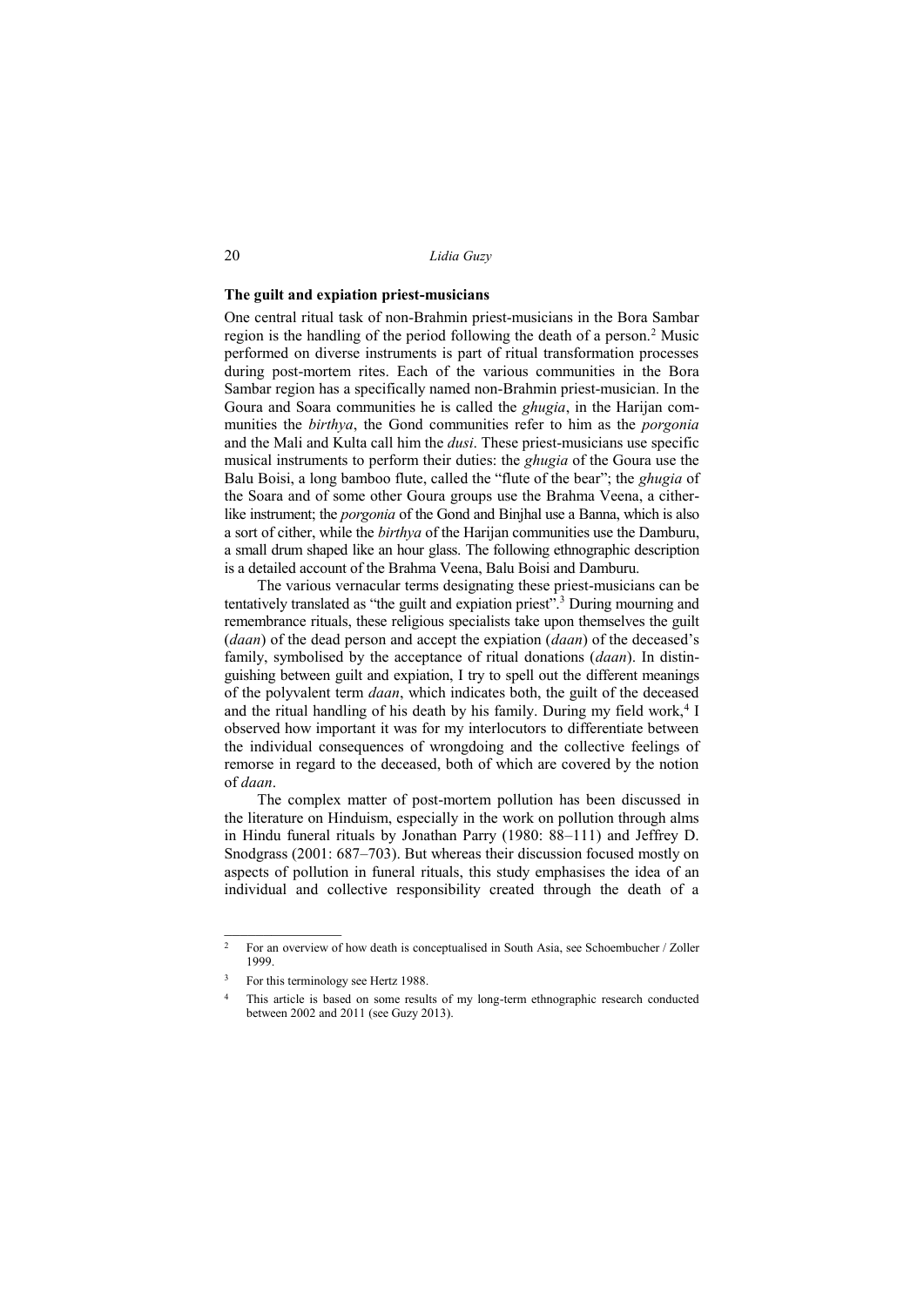### The guilt and expiation priest-musicians

One central ritual task of non-Brahmin priest-musicians in the Bora Sambar region is the handling of the period following the death of a person.[2] Music performed on diverse instruments is part of ritual transformation processes during post-mortem rites. Each of the various communities in the Bora Sambar region has a specifically named non-Brahmin priest-musician. In the Goura and Soara communities he is called the *ghugia*, in the Harijan communities the *birthya*, the Gond communities refer to him as the *porgonia* and the Mali and Kulta call him the *dusi*. These priest-musicians use specific musical instruments to perform their duties: the *ghugia* of the Goura use the Balu Boisi, a long bamboo flute, called the "flute of the bear"; the *ghugia* of the Soara and of some other Goura groups use the Brahma Veena, a cither-like instrument; the *porgonia* of the Gond and Binjhal use a Banna, which is also a sort of cither, while the *birthya* of the Harijan communities use the Damburu, a small drum shaped like an hour glass. The following ethnographic description is a detailed account of the Brahma Veena, Balu Boisi and Damburu.

The various vernacular terms designating these priest-musicians can be tentatively translated as "the guilt and expiation priest".[3] During mourning and remembrance rituals, these religious specialists take upon themselves the guilt (*daan*) of the dead person and accept the expiation (*daan*) of the deceased's family, symbolised by the acceptance of ritual donations (*daan*). In distinguishing between guilt and expiation, I try to spell out the different meanings of the polyvalent term *daan*, which indicates both, the guilt of the deceased and the ritual handling of his death by his family. During my field work,[4] I observed how important it was for my interlocutors to differentiate between the individual consequences of wrongdoing and the collective feelings of remorse in regard to the deceased, both of which are covered by the notion of *daan*.

The complex matter of post-mortem pollution has been discussed in the literature on Hinduism, especially in the work on pollution through alms in Hindu funeral rituals by Jonathan Parry (1980: 88–111) and Jeffrey D. Snodgrass (2001: 687–703). But whereas their discussion focused mostly on aspects of pollution in funeral rituals, this study emphasises the idea of an individual and collective responsibility created through the death of a

---

[2] For an overview of how death is conceptualised in South Asia, see Schoembucher / Zoller 1999.

[3] For this terminology see Hertz 1988.

[4] This article is based on some results of my long-term ethnographic research conducted between 2002 and 2011 (see Guzy 2013).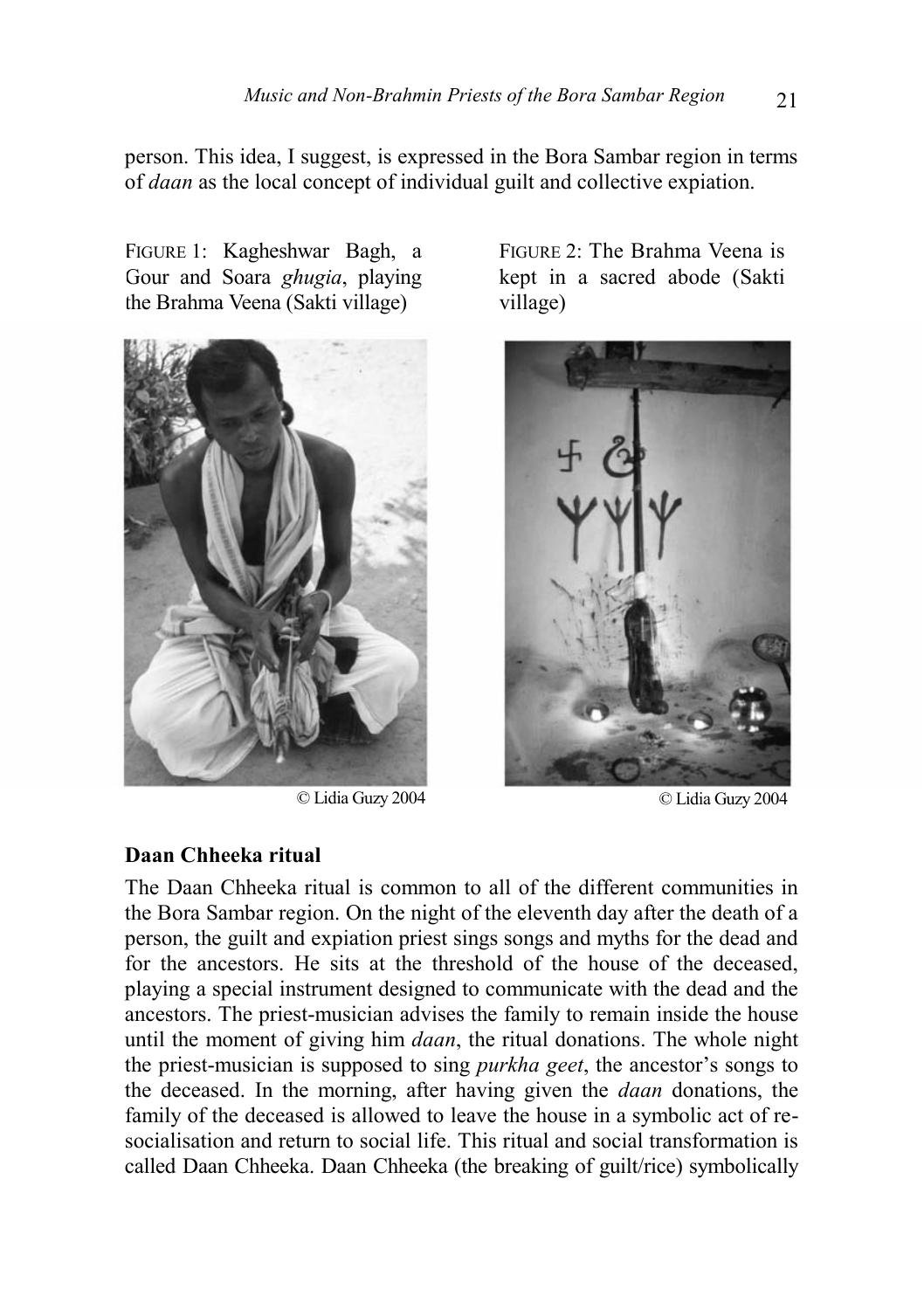person. This idea, I suggest, is expressed in the Bora Sambar region in terms of *daan* as the local concept of individual guilt and collective expiation.

FIGURE 1: Kagheshwar Bagh, a Gour and Soara *ghugia*, playing the Brahma Veena (Sakti village)

© Lidia Guzy 2004

FIGURE 2: The Brahma Veena is kept in a sacred abode (Sakti village)

© Lidia Guzy 2004

**Daan Chheeka ritual**

The Daan Chheeka ritual is common to all of the different communities in the Bora Sambar region. On the night of the eleventh day after the death of a person, the guilt and expiation priest sings songs and myths for the dead and for the ancestors. He sits at the threshold of the house of the deceased, playing a special instrument designed to communicate with the dead and the ancestors. The priest-musician advises the family to remain inside the house until the moment of giving him *daan*, the ritual donations. The whole night the priest-musician is supposed to sing *purkha geet*, the ancestor's songs to the deceased. In the morning, after having given the *daan* donations, the family of the deceased is allowed to leave the house in a symbolic act of re-socialisation and return to social life. This ritual and social transformation is called Daan Chheeka. Daan Chheeka (the breaking of guilt/rice) symbolically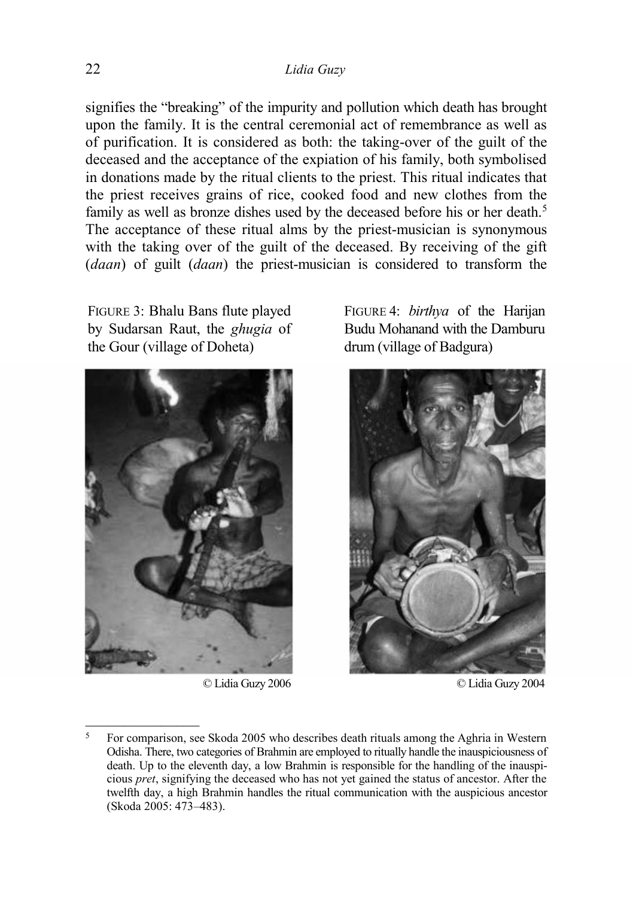signifies the "breaking" of the impurity and pollution which death has brought upon the family. It is the central ceremonial act of remembrance as well as of purification. It is considered as both: the taking-over of the guilt of the deceased and the acceptance of the expiation of his family, both symbolised in donations made by the ritual clients to the priest. This ritual indicates that the priest receives grains of rice, cooked food and new clothes from the family as well as bronze dishes used by the deceased before his or her death.[5] The acceptance of these ritual alms by the priest-musician is synonymous with the taking over of the guilt of the deceased. By receiving of the gift (*daan*) of guilt (*daan*) the priest-musician is considered to transform the

FIGURE 3: Bhalu Bans flute played by Sudarsan Raut, the *ghugia* of the Gour (village of Doheta)

© Lidia Guzy 2006

FIGURE 4: *birthya* of the Harijan Budu Mohanand with the Damburu drum (village of Badgura)

© Lidia Guzy 2004

---

[5] For comparison, see Skoda 2005 who describes death rituals among the Aghria in Western Odisha. There, two categories of Brahmin are employed to ritually handle the inauspiciousness of death. Up to the eleventh day, a low Brahmin is responsible for the handling of the inauspicious *pret*, signifying the deceased who has not yet gained the status of ancestor. After the twelfth day, a high Brahmin handles the ritual communication with the auspicious ancestor (Skoda 2005: 473–483).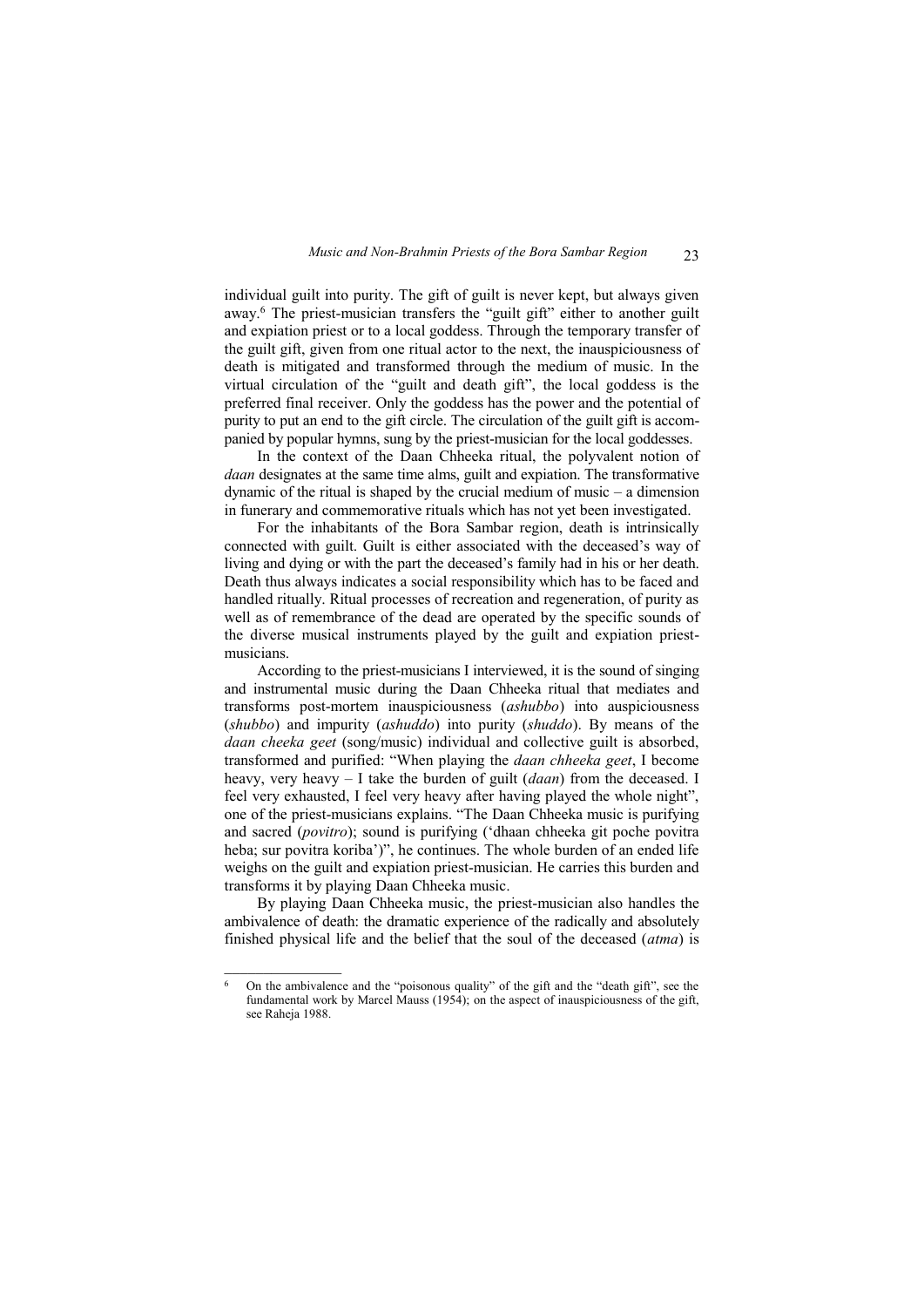individual guilt into purity. The gift of guilt is never kept, but always given away.[6] The priest-musician transfers the "guilt gift" either to another guilt and expiation priest or to a local goddess. Through the temporary transfer of the guilt gift, given from one ritual actor to the next, the inauspiciousness of death is mitigated and transformed through the medium of music. In the virtual circulation of the "guilt and death gift", the local goddess is the preferred final receiver. Only the goddess has the power and the potential of purity to put an end to the gift circle. The circulation of the guilt gift is accompanied by popular hymns, sung by the priest-musician for the local goddesses.

In the context of the Daan Chheeka ritual, the polyvalent notion of *daan* designates at the same time alms, guilt and expiation. The transformative dynamic of the ritual is shaped by the crucial medium of music – a dimension in funerary and commemorative rituals which has not yet been investigated.

For the inhabitants of the Bora Sambar region, death is intrinsically connected with guilt. Guilt is either associated with the deceased's way of living and dying or with the part the deceased's family had in his or her death. Death thus always indicates a social responsibility which has to be faced and handled ritually. Ritual processes of recreation and regeneration, of purity as well as of remembrance of the dead are operated by the specific sounds of the diverse musical instruments played by the guilt and expiation priest-musicians.

According to the priest-musicians I interviewed, it is the sound of singing and instrumental music during the Daan Chheeka ritual that mediates and transforms post-mortem inauspiciousness (*ashubbo*) into auspiciousness (*shubbo*) and impurity (*ashuddo*) into purity (*shuddo*). By means of the *daan cheeka geet* (song/music) individual and collective guilt is absorbed, transformed and purified: "When playing the *daan chheeka geet*, I become heavy, very heavy – I take the burden of guilt (*daan*) from the deceased. I feel very exhausted, I feel very heavy after having played the whole night", one of the priest-musicians explains. "The Daan Chheeka music is purifying and sacred (*povitro*); sound is purifying ('dhaan chheeka git poche povitra heba; sur povitra koriba')", he continues. The whole burden of an ended life weighs on the guilt and expiation priest-musician. He carries this burden and transforms it by playing Daan Chheeka music.

By playing Daan Chheeka music, the priest-musician also handles the ambivalence of death: the dramatic experience of the radically and absolutely finished physical life and the belief that the soul of the deceased (*atma*) is

---

[6] On the ambivalence and the "poisonous quality" of the gift and the "death gift", see the fundamental work by Marcel Mauss (1954); on the aspect of inauspiciousness of the gift, see Raheja 1988.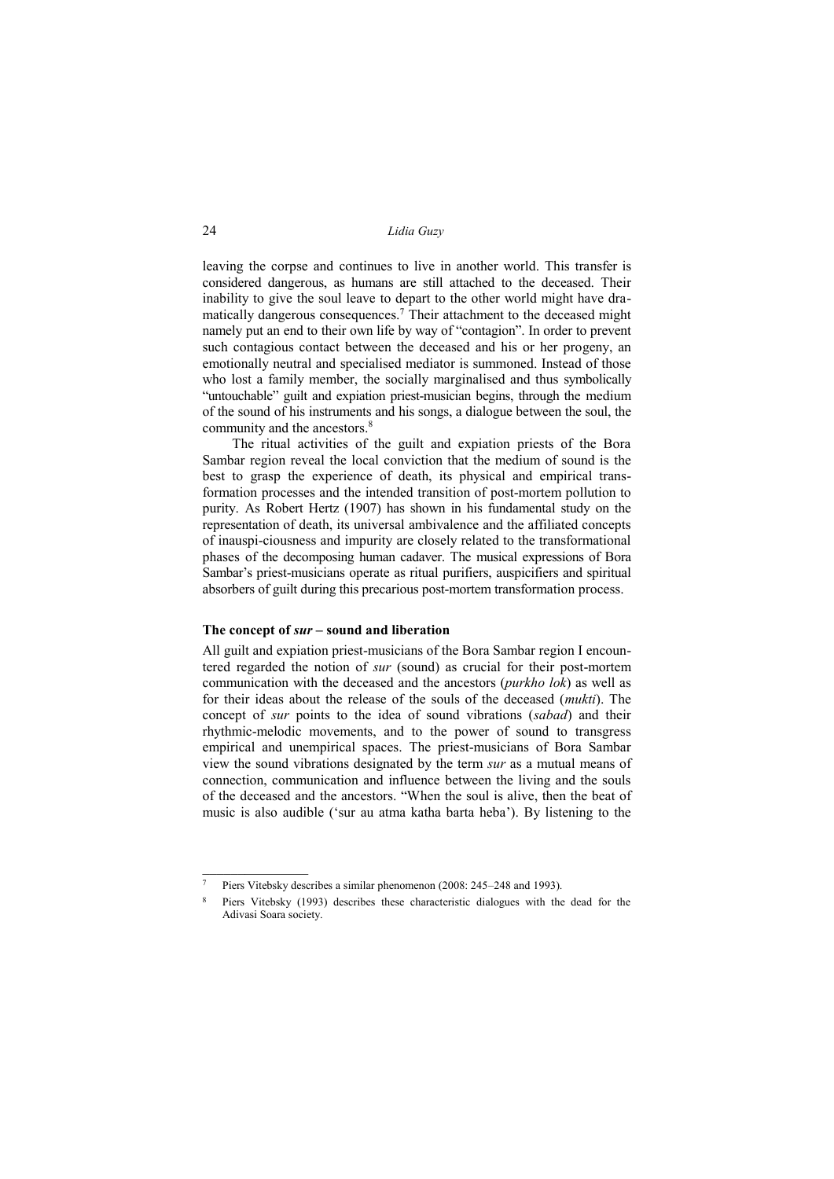leaving the corpse and continues to live in another world. This transfer is considered dangerous, as humans are still attached to the deceased. Their inability to give the soul leave to depart to the other world might have dramatically dangerous consequences.[7] Their attachment to the deceased might namely put an end to their own life by way of "contagion". In order to prevent such contagious contact between the deceased and his or her progeny, an emotionally neutral and specialised mediator is summoned. Instead of those who lost a family member, the socially marginalised and thus symbolically "untouchable" guilt and expiation priest-musician begins, through the medium of the sound of his instruments and his songs, a dialogue between the soul, the community and the ancestors.[8]

The ritual activities of the guilt and expiation priests of the Bora Sambar region reveal the local conviction that the medium of sound is the best to grasp the experience of death, its physical and empirical transformation processes and the intended transition of post-mortem pollution to purity. As Robert Hertz (1907) has shown in his fundamental study on the representation of death, its universal ambivalence and the affiliated concepts of inauspi-ciousness and impurity are closely related to the transformational phases of the decomposing human cadaver. The musical expressions of Bora Sambar's priest-musicians operate as ritual purifiers, auspicifiers and spiritual absorbers of guilt during this precarious post-mortem transformation process.

## The concept of *sur* – sound and liberation

All guilt and expiation priest-musicians of the Bora Sambar region I encountered regarded the notion of *sur* (sound) as crucial for their post-mortem communication with the deceased and the ancestors (*purkho lok*) as well as for their ideas about the release of the souls of the deceased (*mukti*). The concept of *sur* points to the idea of sound vibrations (*sabad*) and their rhythmic-melodic movements, and to the power of sound to transgress empirical and unempirical spaces. The priest-musicians of Bora Sambar view the sound vibrations designated by the term *sur* as a mutual means of connection, communication and influence between the living and the souls of the deceased and the ancestors. "When the soul is alive, then the beat of music is also audible ('sur au atma katha barta heba'). By listening to the

---

[7] Piers Vitebsky describes a similar phenomenon (2008: 245–248 and 1993).

[8] Piers Vitebsky (1993) describes these characteristic dialogues with the dead for the Adivasi Soara society.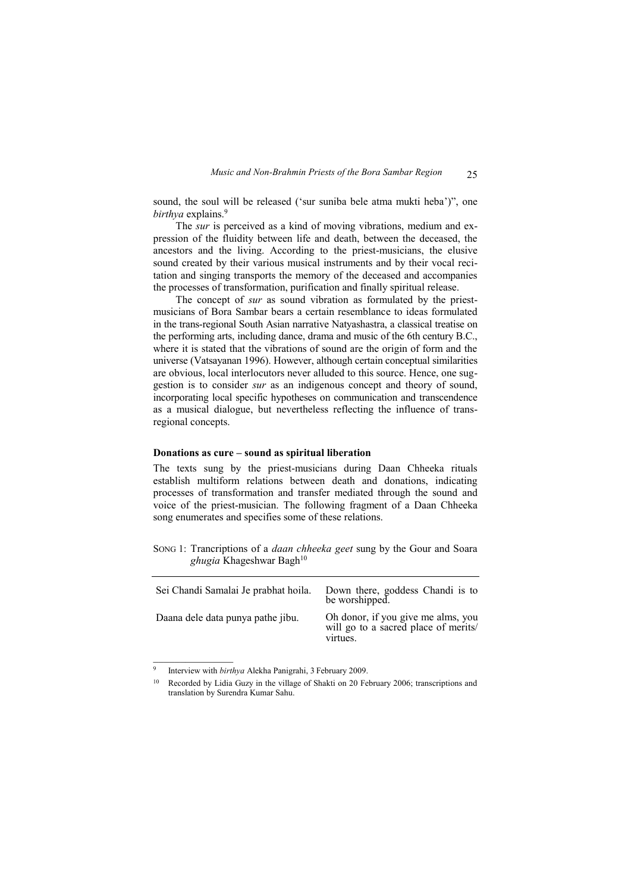sound, the soul will be released ('sur suniba bele atma mukti heba')", one *birthya* explains.[9]

The *sur* is perceived as a kind of moving vibrations, medium and expression of the fluidity between life and death, between the deceased, the ancestors and the living. According to the priest-musicians, the elusive sound created by their various musical instruments and by their vocal recitation and singing transports the memory of the deceased and accompanies the processes of transformation, purification and finally spiritual release.

The concept of *sur* as sound vibration as formulated by the priest-musicians of Bora Sambar bears a certain resemblance to ideas formulated in the trans-regional South Asian narrative Natyashastra, a classical treatise on the performing arts, including dance, drama and music of the 6th century B.C., where it is stated that the vibrations of sound are the origin of form and the universe (Vatsayanan 1996). However, although certain conceptual similarities are obvious, local interlocutors never alluded to this source. Hence, one suggestion is to consider *sur* as an indigenous concept and theory of sound, incorporating local specific hypotheses on communication and transcendence as a musical dialogue, but nevertheless reflecting the influence of trans-regional concepts.

### Donations as cure – sound as spiritual liberation

The texts sung by the priest-musicians during Daan Chheeka rituals establish multiform relations between death and donations, indicating processes of transformation and transfer mediated through the sound and voice of the priest-musician. The following fragment of a Daan Chheeka song enumerates and specifies some of these relations.

SONG 1: Trancriptions of a *daan chheeka geet* sung by the Gour and Soara *ghugia* Khageshwar Bagh[10]

| | |
|---|---|
| Sei Chandi Samalai Je prabhat hoila. | Down there, goddess Chandi is to be worshipped. |
| Daana dele data punya pathe jibu. | Oh donor, if you give me alms, you will go to a sacred place of merits/ virtues. |

[9] Interview with *birthya* Alekha Panigrahi, 3 February 2009.

[10] Recorded by Lidia Guzy in the village of Shakti on 20 February 2006; transcriptions and translation by Surendra Kumar Sahu.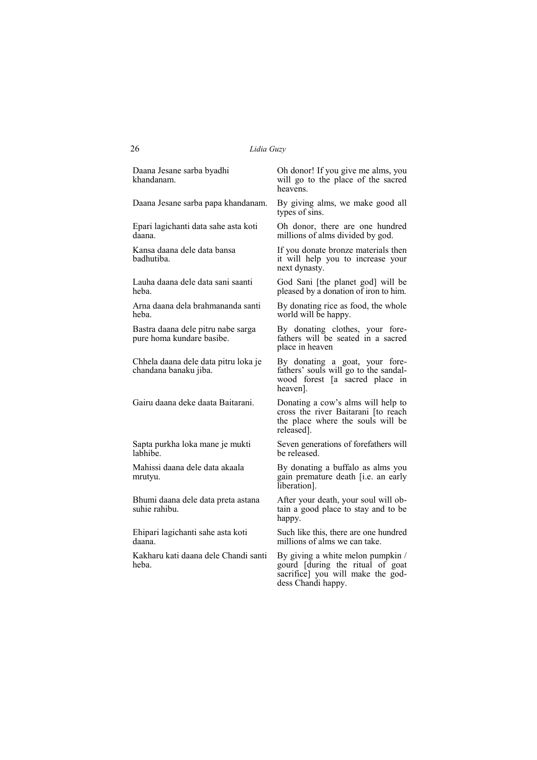| | |
|---|---|
| Daana Jesane sarba byadhi khandanam. | Oh donor! If you give me alms, you will go to the place of the sacred heavens. |
| Daana Jesane sarba papa khandanam. | By giving alms, we make good all types of sins. |
| Epari lagichanti data sahe asta koti daana. | Oh donor, there are one hundred millions of alms divided by god. |
| Kansa daana dele data bansa badhutiba. | If you donate bronze materials then it will help you to increase your next dynasty. |
| Lauha daana dele data sani saanti heba. | God Sani [the planet god] will be pleased by a donation of iron to him. |
| Arna daana dela brahmananda santi heba. | By donating rice as food, the whole world will be happy. |
| Bastra daana dele pitru nabe sarga pure homa kundare basibe. | By donating clothes, your forefathers will be seated in a sacred place in heaven |
| Chhela daana dele data pitru loka je chandana banaku jiba. | By donating a goat, your forefathers' souls will go to the sandalwood forest [a sacred place in heaven]. |
| Gairu daana deke daata Baitarani. | Donating a cow's alms will help to cross the river Baitarani [to reach the place where the souls will be released]. |
| Sapta purkha loka mane je mukti labhibe. | Seven generations of forefathers will be released. |
| Mahissi daana dele data akaala mrutyu. | By donating a buffalo as alms you gain premature death [i.e. an early liberation]. |
| Bhumi daana dele data preta astana suhie rahibu. | After your death, your soul will obtain a good place to stay and to be happy. |
| Ehipari lagichanti sahe asta koti daana. | Such like this, there are one hundred millions of alms we can take. |
| Kakharu kati daana dele Chandi santi heba. | By giving a white melon pumpkin / gourd [during the ritual of goat sacrifice] you will make the goddess Chandi happy. |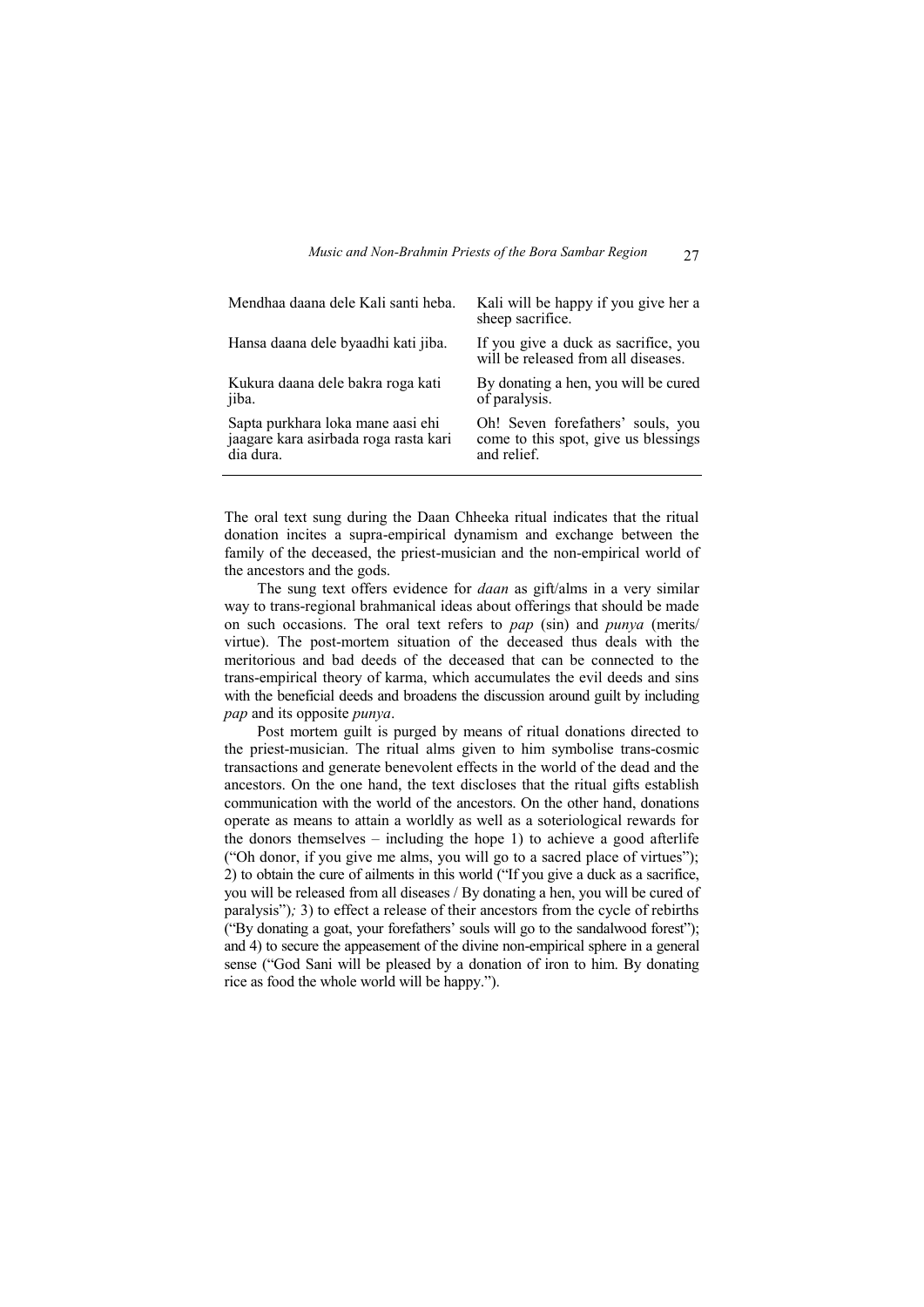| | |
|---|---|
| Mendhaa daana dele Kali santi heba. | Kali will be happy if you give her a sheep sacrifice. |
| Hansa daana dele byaadhi kati jiba. | If you give a duck as sacrifice, you will be released from all diseases. |
| Kukura daana dele bakra roga kati jiba. | By donating a hen, you will be cured of paralysis. |
| Sapta purkhara loka mane aasi ehi jaagare kara asirbada roga rasta kari dia dura. | Oh! Seven forefathers' souls, you come to this spot, give us blessings and relief. |

The oral text sung during the Daan Chheeka ritual indicates that the ritual donation incites a supra-empirical dynamism and exchange between the family of the deceased, the priest-musician and the non-empirical world of the ancestors and the gods.

The sung text offers evidence for *daan* as gift/alms in a very similar way to trans-regional brahmanical ideas about offerings that should be made on such occasions. The oral text refers to *pap* (sin) and *punya* (merits/ virtue). The post-mortem situation of the deceased thus deals with the meritorious and bad deeds of the deceased that can be connected to the trans-empirical theory of karma, which accumulates the evil deeds and sins with the beneficial deeds and broadens the discussion around guilt by including *pap* and its opposite *punya*.

Post mortem guilt is purged by means of ritual donations directed to the priest-musician. The ritual alms given to him symbolise trans-cosmic transactions and generate benevolent effects in the world of the dead and the ancestors. On the one hand, the text discloses that the ritual gifts establish communication with the world of the ancestors. On the other hand, donations operate as means to attain a worldly as well as a soteriological rewards for the donors themselves – including the hope 1) to achieve a good afterlife ("Oh donor, if you give me alms, you will go to a sacred place of virtues"); 2) to obtain the cure of ailments in this world ("If you give a duck as a sacrifice, you will be released from all diseases / By donating a hen, you will be cured of paralysis")*;* 3) to effect a release of their ancestors from the cycle of rebirths ("By donating a goat, your forefathers' souls will go to the sandalwood forest"); and 4) to secure the appeasement of the divine non-empirical sphere in a general sense ("God Sani will be pleased by a donation of iron to him. By donating rice as food the whole world will be happy.").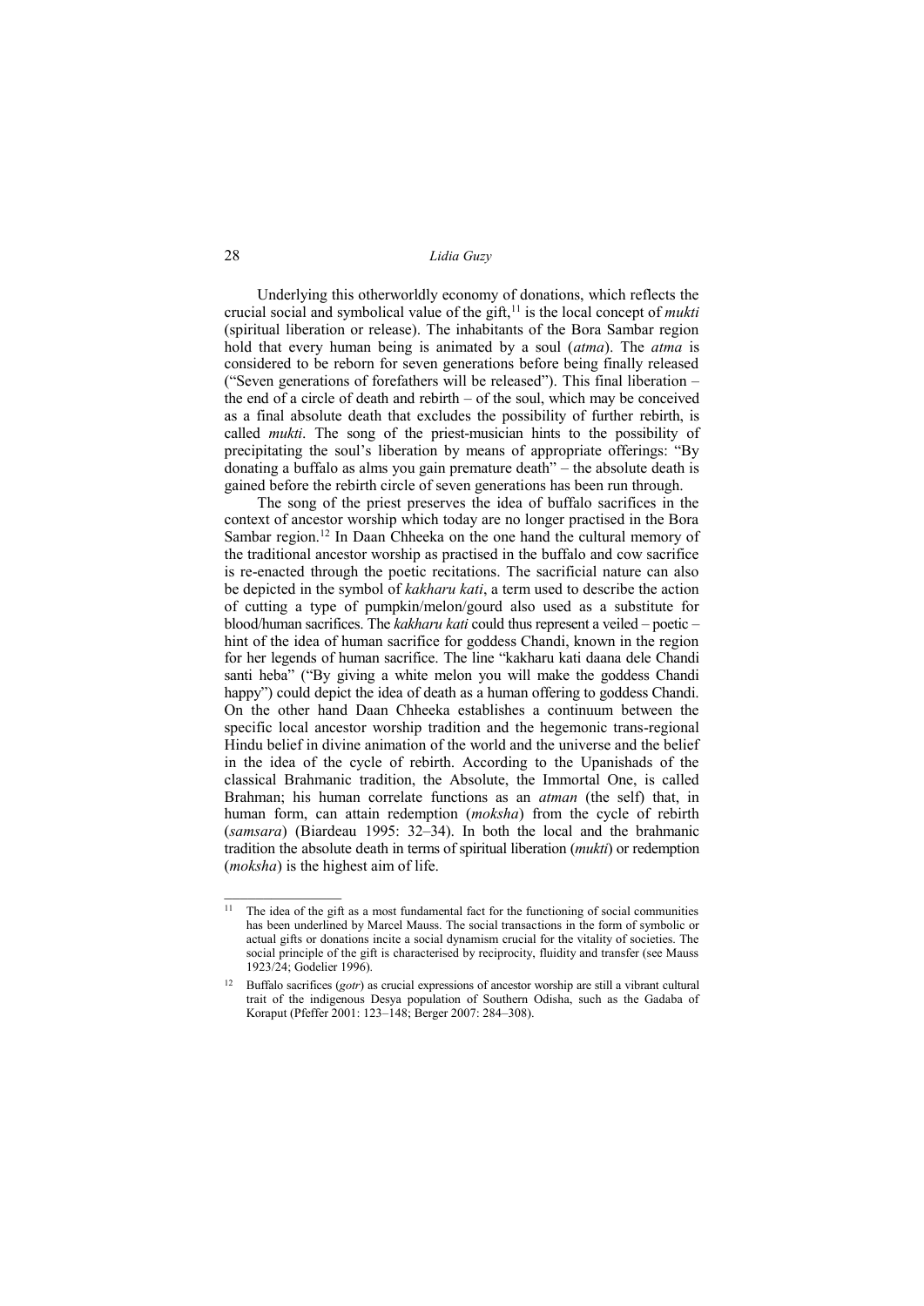Underlying this otherworldly economy of donations, which reflects the crucial social and symbolical value of the gift,[11] is the local concept of *mukti* (spiritual liberation or release). The inhabitants of the Bora Sambar region hold that every human being is animated by a soul (*atma*). The *atma* is considered to be reborn for seven generations before being finally released ("Seven generations of forefathers will be released"). This final liberation – the end of a circle of death and rebirth – of the soul, which may be conceived as a final absolute death that excludes the possibility of further rebirth, is called *mukti*. The song of the priest-musician hints to the possibility of precipitating the soul's liberation by means of appropriate offerings: "By donating a buffalo as alms you gain premature death" – the absolute death is gained before the rebirth circle of seven generations has been run through.

The song of the priest preserves the idea of buffalo sacrifices in the context of ancestor worship which today are no longer practised in the Bora Sambar region.[12] In Daan Chheeka on the one hand the cultural memory of the traditional ancestor worship as practised in the buffalo and cow sacrifice is re-enacted through the poetic recitations. The sacrificial nature can also be depicted in the symbol of *kakharu kati*, a term used to describe the action of cutting a type of pumpkin/melon/gourd also used as a substitute for blood/human sacrifices. The *kakharu kati* could thus represent a veiled – poetic – hint of the idea of human sacrifice for goddess Chandi, known in the region for her legends of human sacrifice. The line "kakharu kati daana dele Chandi santi heba" ("By giving a white melon you will make the goddess Chandi happy") could depict the idea of death as a human offering to goddess Chandi. On the other hand Daan Chheeka establishes a continuum between the specific local ancestor worship tradition and the hegemonic trans-regional Hindu belief in divine animation of the world and the universe and the belief in the idea of the cycle of rebirth. According to the Upanishads of the classical Brahmanic tradition, the Absolute, the Immortal One, is called Brahman; his human correlate functions as an *atman* (the self) that, in human form, can attain redemption (*moksha*) from the cycle of rebirth (*samsara*) (Biardeau 1995: 32–34). In both the local and the brahmanic tradition the absolute death in terms of spiritual liberation (*mukti*) or redemption (*moksha*) is the highest aim of life.

---

[11] The idea of the gift as a most fundamental fact for the functioning of social communities has been underlined by Marcel Mauss. The social transactions in the form of symbolic or actual gifts or donations incite a social dynamism crucial for the vitality of societies. The social principle of the gift is characterised by reciprocity, fluidity and transfer (see Mauss 1923/24; Godelier 1996).

[12] Buffalo sacrifices (*gotr*) as crucial expressions of ancestor worship are still a vibrant cultural trait of the indigenous Desya population of Southern Odisha, such as the Gadaba of Koraput (Pfeffer 2001: 123–148; Berger 2007: 284–308).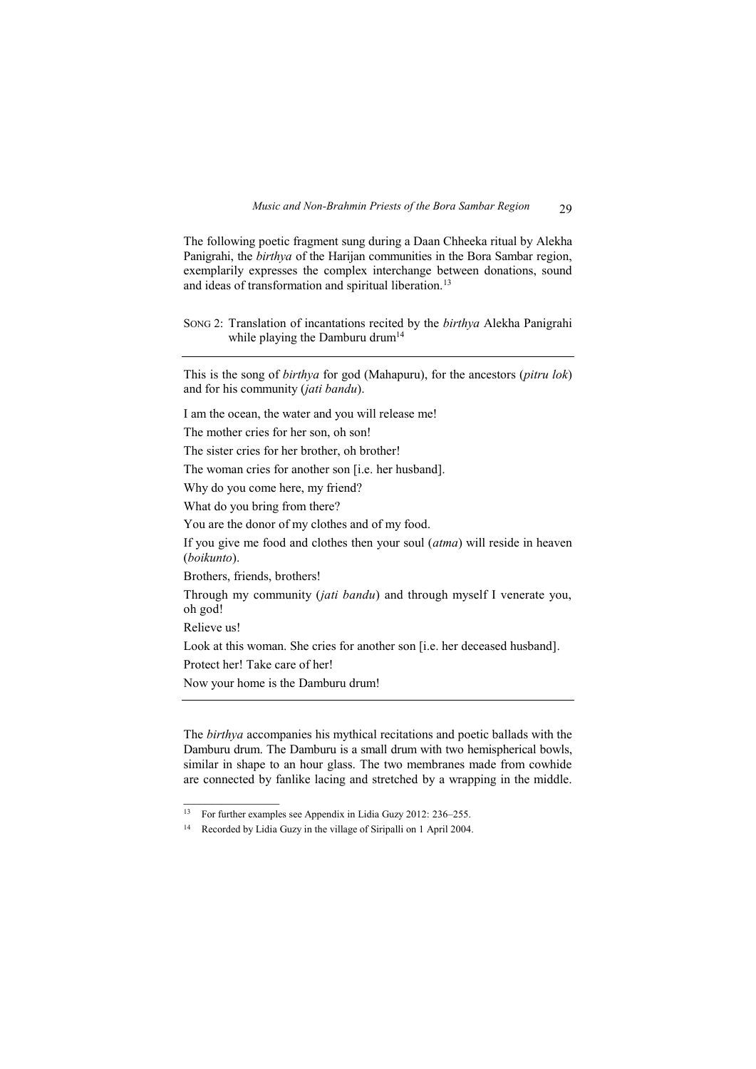The following poetic fragment sung during a Daan Chheeka ritual by Alekha Panigrahi, the *birthya* of the Harijan communities in the Bora Sambar region, exemplarily expresses the complex interchange between donations, sound and ideas of transformation and spiritual liberation.[13]

SONG 2: Translation of incantations recited by the *birthya* Alekha Panigrahi while playing the Damburu drum[14]

---

This is the song of *birthya* for god (Mahapuru), for the ancestors (*pitru lok*) and for his community (*jati bandu*).

I am the ocean, the water and you will release me!

The mother cries for her son, oh son!

The sister cries for her brother, oh brother!

The woman cries for another son [i.e. her husband].

Why do you come here, my friend?

What do you bring from there?

You are the donor of my clothes and of my food.

If you give me food and clothes then your soul (*atma*) will reside in heaven (*boikunto*).

Brothers, friends, brothers!

Through my community (*jati bandu*) and through myself I venerate you, oh god!

Relieve us!

Look at this woman. She cries for another son [i.e. her deceased husband].

Protect her! Take care of her!

Now your home is the Damburu drum!

---

The *birthya* accompanies his mythical recitations and poetic ballads with the Damburu drum. The Damburu is a small drum with two hemispherical bowls, similar in shape to an hour glass. The two membranes made from cowhide are connected by fanlike lacing and stretched by a wrapping in the middle.

[13] For further examples see Appendix in Lidia Guzy 2012: 236–255.

[14] Recorded by Lidia Guzy in the village of Siripalli on 1 April 2004.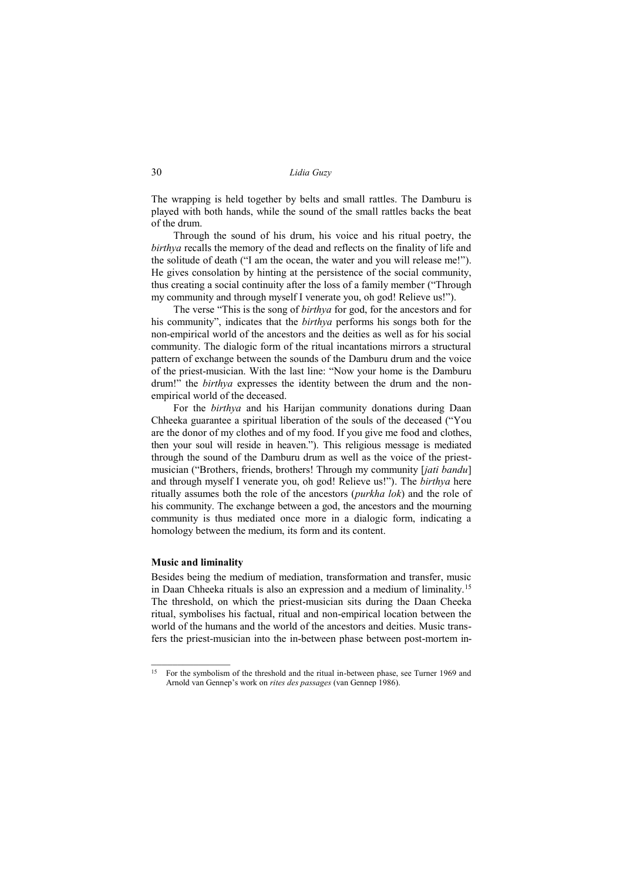The wrapping is held together by belts and small rattles. The Damburu is played with both hands, while the sound of the small rattles backs the beat of the drum.

Through the sound of his drum, his voice and his ritual poetry, the *birthya* recalls the memory of the dead and reflects on the finality of life and the solitude of death ("I am the ocean, the water and you will release me!"). He gives consolation by hinting at the persistence of the social community, thus creating a social continuity after the loss of a family member ("Through my community and through myself I venerate you, oh god! Relieve us!").

The verse "This is the song of *birthya* for god, for the ancestors and for his community", indicates that the *birthya* performs his songs both for the non-empirical world of the ancestors and the deities as well as for his social community. The dialogic form of the ritual incantations mirrors a structural pattern of exchange between the sounds of the Damburu drum and the voice of the priest-musician. With the last line: "Now your home is the Damburu drum!" the *birthya* expresses the identity between the drum and the non-empirical world of the deceased.

For the *birthya* and his Harijan community donations during Daan Chheeka guarantee a spiritual liberation of the souls of the deceased ("You are the donor of my clothes and of my food. If you give me food and clothes, then your soul will reside in heaven."). This religious message is mediated through the sound of the Damburu drum as well as the voice of the priest-musician ("Brothers, friends, brothers! Through my community [*jati bandu*] and through myself I venerate you, oh god! Relieve us!"). The *birthya* here ritually assumes both the role of the ancestors (*purkha lok*) and the role of his community. The exchange between a god, the ancestors and the mourning community is thus mediated once more in a dialogic form, indicating a homology between the medium, its form and its content.

### Music and liminality

Besides being the medium of mediation, transformation and transfer, music in Daan Chheeka rituals is also an expression and a medium of liminality.[15] The threshold, on which the priest-musician sits during the Daan Cheeka ritual, symbolises his factual, ritual and non-empirical location between the world of the humans and the world of the ancestors and deities. Music transfers the priest-musician into the in-between phase between post-mortem in-

[15] For the symbolism of the threshold and the ritual in-between phase, see Turner 1969 and Arnold van Gennep's work on *rites des passages* (van Gennep 1986).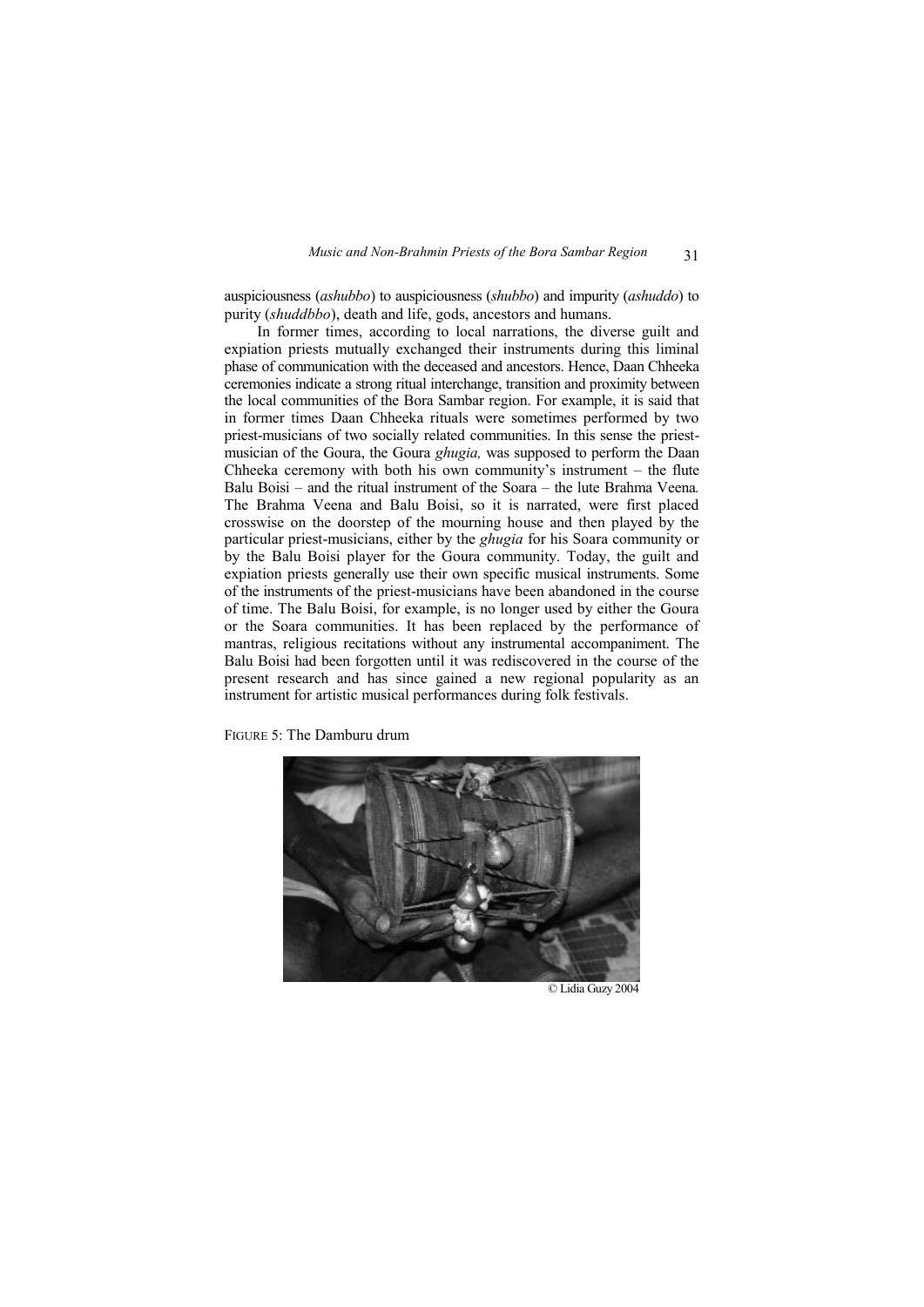auspiciousness (*ashubbo*) to auspiciousness (*shubbo*) and impurity (*ashuddo*) to purity (*shuddbbo*), death and life, gods, ancestors and humans.

In former times, according to local narrations, the diverse guilt and expiation priests mutually exchanged their instruments during this liminal phase of communication with the deceased and ancestors. Hence, Daan Chheeka ceremonies indicate a strong ritual interchange, transition and proximity between the local communities of the Bora Sambar region. For example, it is said that in former times Daan Chheeka rituals were sometimes performed by two priest-musicians of two socially related communities. In this sense the priest-musician of the Goura, the Goura *ghugia,* was supposed to perform the Daan Chheeka ceremony with both his own community's instrument – the flute Balu Boisi – and the ritual instrument of the Soara – the lute Brahma Veena. The Brahma Veena and Balu Boisi, so it is narrated, were first placed crosswise on the doorstep of the mourning house and then played by the particular priest-musicians, either by the *ghugia* for his Soara community or by the Balu Boisi player for the Goura community. Today, the guilt and expiation priests generally use their own specific musical instruments. Some of the instruments of the priest-musicians have been abandoned in the course of time. The Balu Boisi, for example, is no longer used by either the Goura or the Soara communities. It has been replaced by the performance of mantras, religious recitations without any instrumental accompaniment. The Balu Boisi had been forgotten until it was rediscovered in the course of the present research and has since gained a new regional popularity as an instrument for artistic musical performances during folk festivals.

FIGURE 5: The Damburu drum

© Lidia Guzy 2004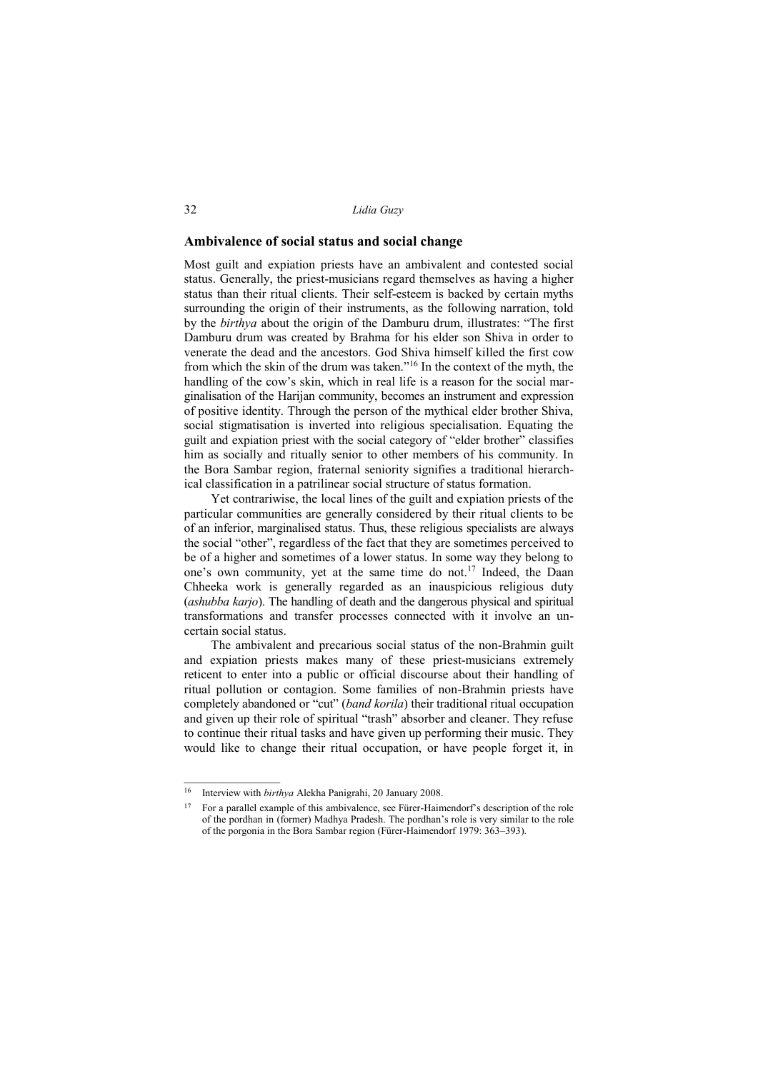## Ambivalence of social status and social change

Most guilt and expiation priests have an ambivalent and contested social status. Generally, the priest-musicians regard themselves as having a higher status than their ritual clients. Their self-esteem is backed by certain myths surrounding the origin of their instruments, as the following narration, told by the *birthya* about the origin of the Damburu drum, illustrates: "The first Damburu drum was created by Brahma for his elder son Shiva in order to venerate the dead and the ancestors. God Shiva himself killed the first cow from which the skin of the drum was taken."[16] In the context of the myth, the handling of the cow's skin, which in real life is a reason for the social marginalisation of the Harijan community, becomes an instrument and expression of positive identity. Through the person of the mythical elder brother Shiva, social stigmatisation is inverted into religious specialisation. Equating the guilt and expiation priest with the social category of "elder brother" classifies him as socially and ritually senior to other members of his community. In the Bora Sambar region, fraternal seniority signifies a traditional hierarchical classification in a patrilinear social structure of status formation.

Yet contrariwise, the local lines of the guilt and expiation priests of the particular communities are generally considered by their ritual clients to be of an inferior, marginalised status. Thus, these religious specialists are always the social "other", regardless of the fact that they are sometimes perceived to be of a higher and sometimes of a lower status. In some way they belong to one's own community, yet at the same time do not.[17] Indeed, the Daan Chheeka work is generally regarded as an inauspicious religious duty (*ashubba karjo*). The handling of death and the dangerous physical and spiritual transformations and transfer processes connected with it involve an uncertain social status.

The ambivalent and precarious social status of the non-Brahmin guilt and expiation priests makes many of these priest-musicians extremely reticent to enter into a public or official discourse about their handling of ritual pollution or contagion. Some families of non-Brahmin priests have completely abandoned or "cut" (*band korila*) their traditional ritual occupation and given up their role of spiritual "trash" absorber and cleaner. They refuse to continue their ritual tasks and have given up performing their music. They would like to change their ritual occupation, or have people forget it, in

---

16 Interview with *birthya* Alekha Panigrahi, 20 January 2008.

17 For a parallel example of this ambivalence, see Fürer-Haimendorf's description of the role of the pordhan in (former) Madhya Pradesh. The pordhan's role is very similar to the role of the porgonia in the Bora Sambar region (Fürer-Haimendorf 1979: 363–393).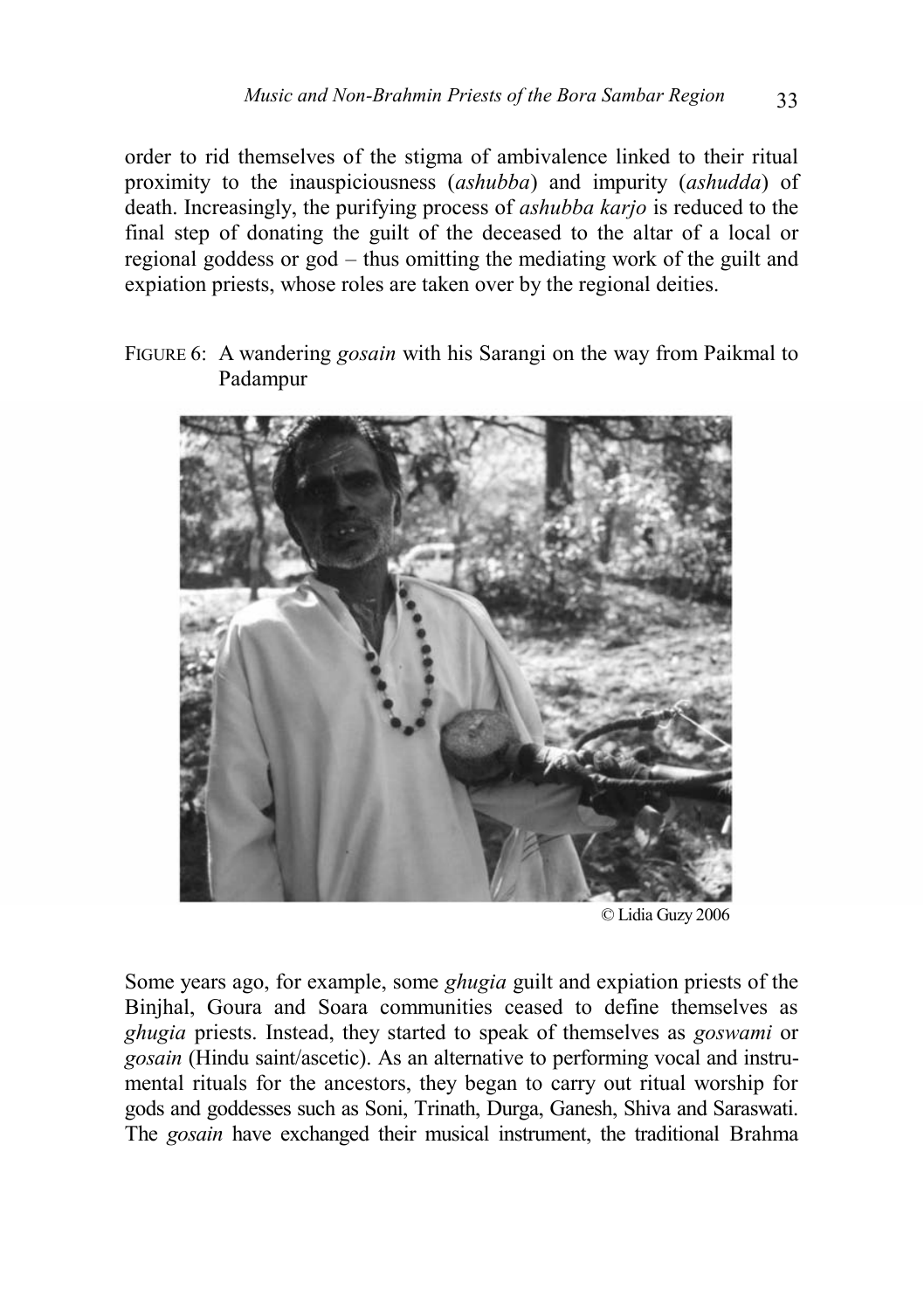order to rid themselves of the stigma of ambivalence linked to their ritual proximity to the inauspiciousness (*ashubba*) and impurity (*ashudda*) of death. Increasingly, the purifying process of *ashubba karjo* is reduced to the final step of donating the guilt of the deceased to the altar of a local or regional goddess or god – thus omitting the mediating work of the guilt and expiation priests, whose roles are taken over by the regional deities.

FIGURE 6: A wandering *gosain* with his Sarangi on the way from Paikmal to Padampur

© Lidia Guzy 2006

Some years ago, for example, some *ghugia* guilt and expiation priests of the Binjhal, Goura and Soara communities ceased to define themselves as *ghugia* priests. Instead, they started to speak of themselves as *goswami* or *gosain* (Hindu saint/ascetic). As an alternative to performing vocal and instrumental rituals for the ancestors, they began to carry out ritual worship for gods and goddesses such as Soni, Trinath, Durga, Ganesh, Shiva and Saraswati. The *gosain* have exchanged their musical instrument, the traditional Brahma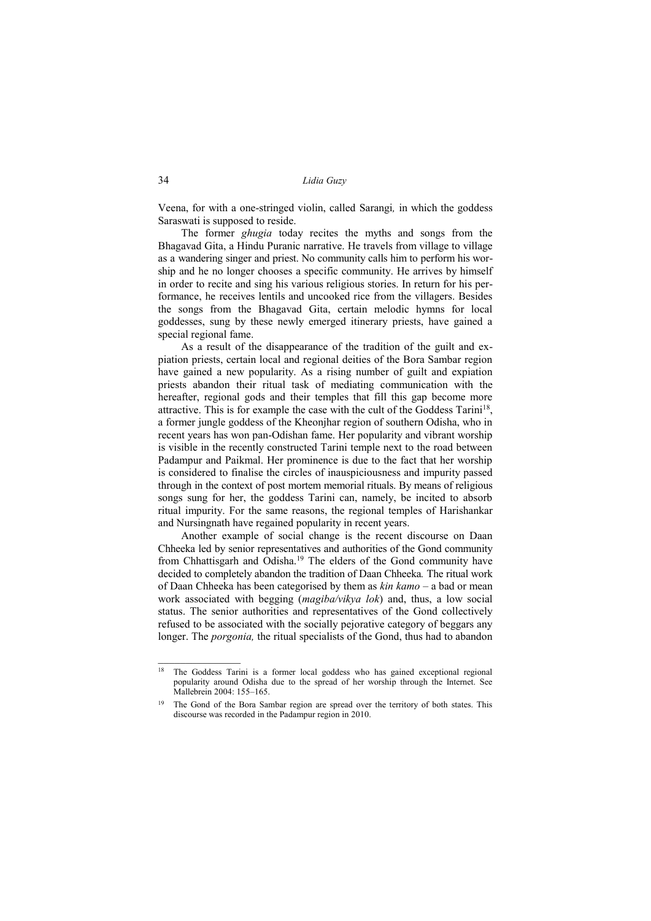Veena, for with a one-stringed violin, called Sarangi*,* in which the goddess Saraswati is supposed to reside.

The former *ghugia* today recites the myths and songs from the Bhagavad Gita, a Hindu Puranic narrative. He travels from village to village as a wandering singer and priest. No community calls him to perform his worship and he no longer chooses a specific community. He arrives by himself in order to recite and sing his various religious stories. In return for his performance, he receives lentils and uncooked rice from the villagers. Besides the songs from the Bhagavad Gita, certain melodic hymns for local goddesses, sung by these newly emerged itinerary priests, have gained a special regional fame.

As a result of the disappearance of the tradition of the guilt and expiation priests, certain local and regional deities of the Bora Sambar region have gained a new popularity. As a rising number of guilt and expiation priests abandon their ritual task of mediating communication with the hereafter, regional gods and their temples that fill this gap become more attractive. This is for example the case with the cult of the Goddess Tarini[18], a former jungle goddess of the Kheonjhar region of southern Odisha, who in recent years has won pan-Odishan fame. Her popularity and vibrant worship is visible in the recently constructed Tarini temple next to the road between Padampur and Paikmal. Her prominence is due to the fact that her worship is considered to finalise the circles of inauspiciousness and impurity passed through in the context of post mortem memorial rituals. By means of religious songs sung for her, the goddess Tarini can, namely, be incited to absorb ritual impurity. For the same reasons, the regional temples of Harishankar and Nursingnath have regained popularity in recent years.

Another example of social change is the recent discourse on Daan Chheeka led by senior representatives and authorities of the Gond community from Chhattisgarh and Odisha.[19] The elders of the Gond community have decided to completely abandon the tradition of Daan Chheeka*.* The ritual work of Daan Chheeka has been categorised by them as *kin kamo* – a bad or mean work associated with begging (*magiba/vikya lok*) and, thus, a low social status. The senior authorities and representatives of the Gond collectively refused to be associated with the socially pejorative category of beggars any longer. The *porgonia,* the ritual specialists of the Gond, thus had to abandon

---

[18] The Goddess Tarini is a former local goddess who has gained exceptional regional popularity around Odisha due to the spread of her worship through the Internet. See Mallebrein 2004: 155–165.

[19] The Gond of the Bora Sambar region are spread over the territory of both states. This discourse was recorded in the Padampur region in 2010.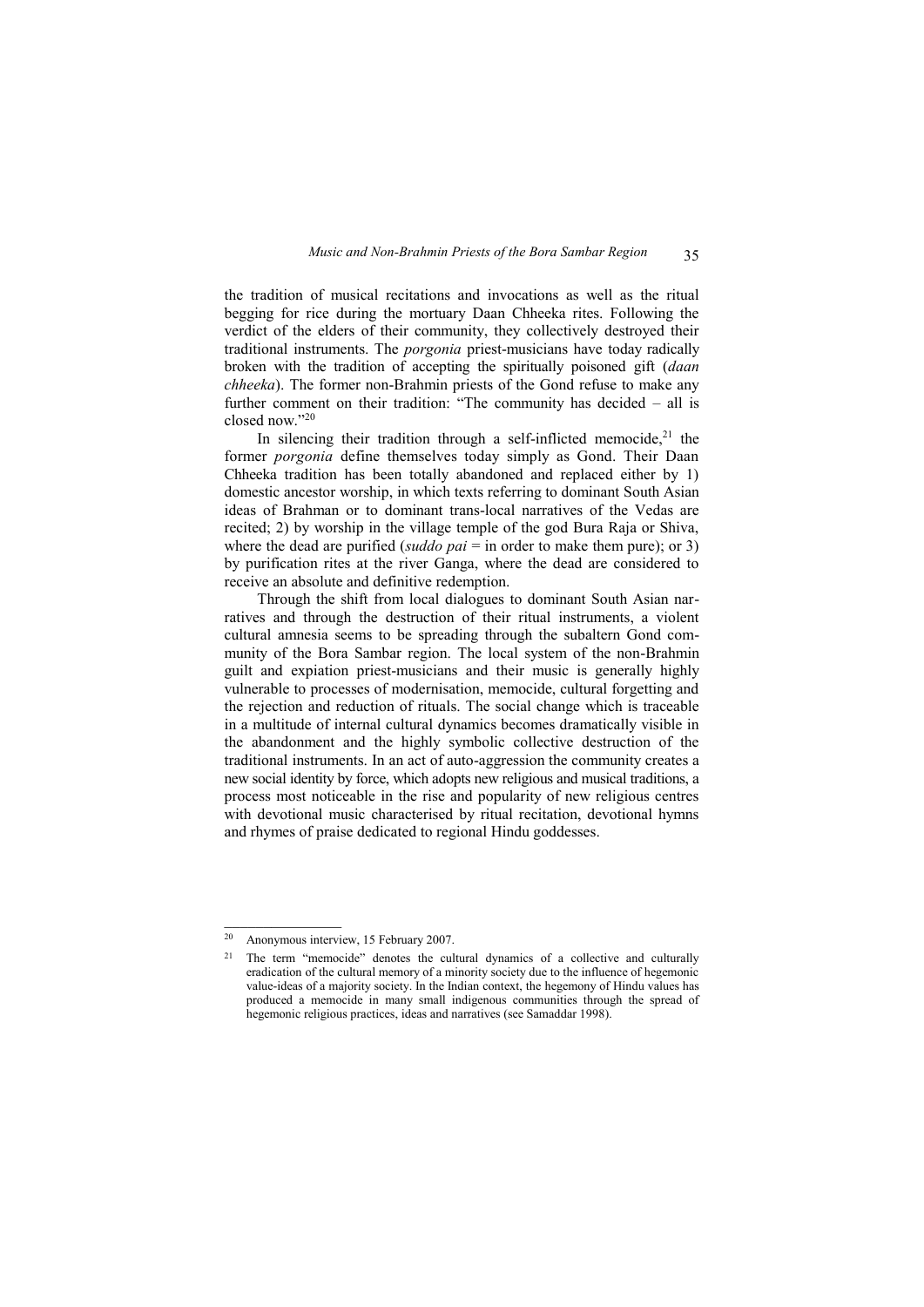the tradition of musical recitations and invocations as well as the ritual begging for rice during the mortuary Daan Chheeka rites. Following the verdict of the elders of their community, they collectively destroyed their traditional instruments. The *porgonia* priest-musicians have today radically broken with the tradition of accepting the spiritually poisoned gift (*daan chheeka*). The former non-Brahmin priests of the Gond refuse to make any further comment on their tradition: "The community has decided – all is closed now."[20]

In silencing their tradition through a self-inflicted memocide,[21] the former *porgonia* define themselves today simply as Gond. Their Daan Chheeka tradition has been totally abandoned and replaced either by 1) domestic ancestor worship, in which texts referring to dominant South Asian ideas of Brahman or to dominant trans-local narratives of the Vedas are recited; 2) by worship in the village temple of the god Bura Raja or Shiva, where the dead are purified (*suddo pai* = in order to make them pure); or 3) by purification rites at the river Ganga, where the dead are considered to receive an absolute and definitive redemption.

Through the shift from local dialogues to dominant South Asian narratives and through the destruction of their ritual instruments, a violent cultural amnesia seems to be spreading through the subaltern Gond community of the Bora Sambar region. The local system of the non-Brahmin guilt and expiation priest-musicians and their music is generally highly vulnerable to processes of modernisation, memocide, cultural forgetting and the rejection and reduction of rituals. The social change which is traceable in a multitude of internal cultural dynamics becomes dramatically visible in the abandonment and the highly symbolic collective destruction of the traditional instruments. In an act of auto-aggression the community creates a new social identity by force, which adopts new religious and musical traditions, a process most noticeable in the rise and popularity of new religious centres with devotional music characterised by ritual recitation, devotional hymns and rhymes of praise dedicated to regional Hindu goddesses.

---

[20] Anonymous interview, 15 February 2007.

[21] The term "memocide" denotes the cultural dynamics of a collective and culturally eradication of the cultural memory of a minority society due to the influence of hegemonic value-ideas of a majority society. In the Indian context, the hegemony of Hindu values has produced a memocide in many small indigenous communities through the spread of hegemonic religious practices, ideas and narratives (see Samaddar 1998).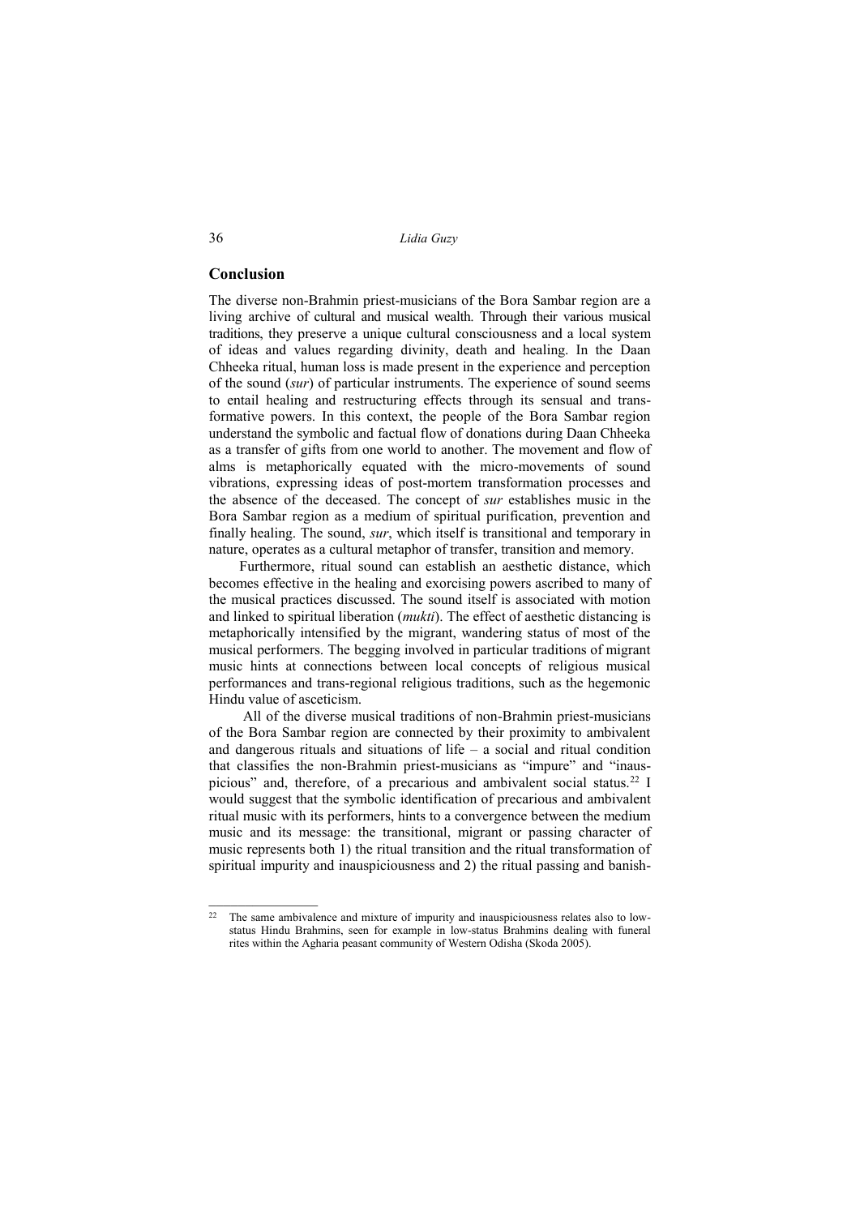## Conclusion

The diverse non-Brahmin priest-musicians of the Bora Sambar region are a living archive of cultural and musical wealth. Through their various musical traditions, they preserve a unique cultural consciousness and a local system of ideas and values regarding divinity, death and healing. In the Daan Chheeka ritual, human loss is made present in the experience and perception of the sound (*sur*) of particular instruments. The experience of sound seems to entail healing and restructuring effects through its sensual and transformative powers. In this context, the people of the Bora Sambar region understand the symbolic and factual flow of donations during Daan Chheeka as a transfer of gifts from one world to another. The movement and flow of alms is metaphorically equated with the micro-movements of sound vibrations, expressing ideas of post-mortem transformation processes and the absence of the deceased. The concept of *sur* establishes music in the Bora Sambar region as a medium of spiritual purification, prevention and finally healing. The sound, *sur*, which itself is transitional and temporary in nature, operates as a cultural metaphor of transfer, transition and memory.

Furthermore, ritual sound can establish an aesthetic distance, which becomes effective in the healing and exorcising powers ascribed to many of the musical practices discussed. The sound itself is associated with motion and linked to spiritual liberation (*mukti*). The effect of aesthetic distancing is metaphorically intensified by the migrant, wandering status of most of the musical performers. The begging involved in particular traditions of migrant music hints at connections between local concepts of religious musical performances and trans-regional religious traditions, such as the hegemonic Hindu value of asceticism.

All of the diverse musical traditions of non-Brahmin priest-musicians of the Bora Sambar region are connected by their proximity to ambivalent and dangerous rituals and situations of life – a social and ritual condition that classifies the non-Brahmin priest-musicians as "impure" and "inauspicious" and, therefore, of a precarious and ambivalent social status.[22] I would suggest that the symbolic identification of precarious and ambivalent ritual music with its performers, hints to a convergence between the medium music and its message: the transitional, migrant or passing character of music represents both 1) the ritual transition and the ritual transformation of spiritual impurity and inauspiciousness and 2) the ritual passing and banish-

---

[22] The same ambivalence and mixture of impurity and inauspiciousness relates also to low-status Hindu Brahmins, seen for example in low-status Brahmins dealing with funeral rites within the Agharia peasant community of Western Odisha (Skoda 2005).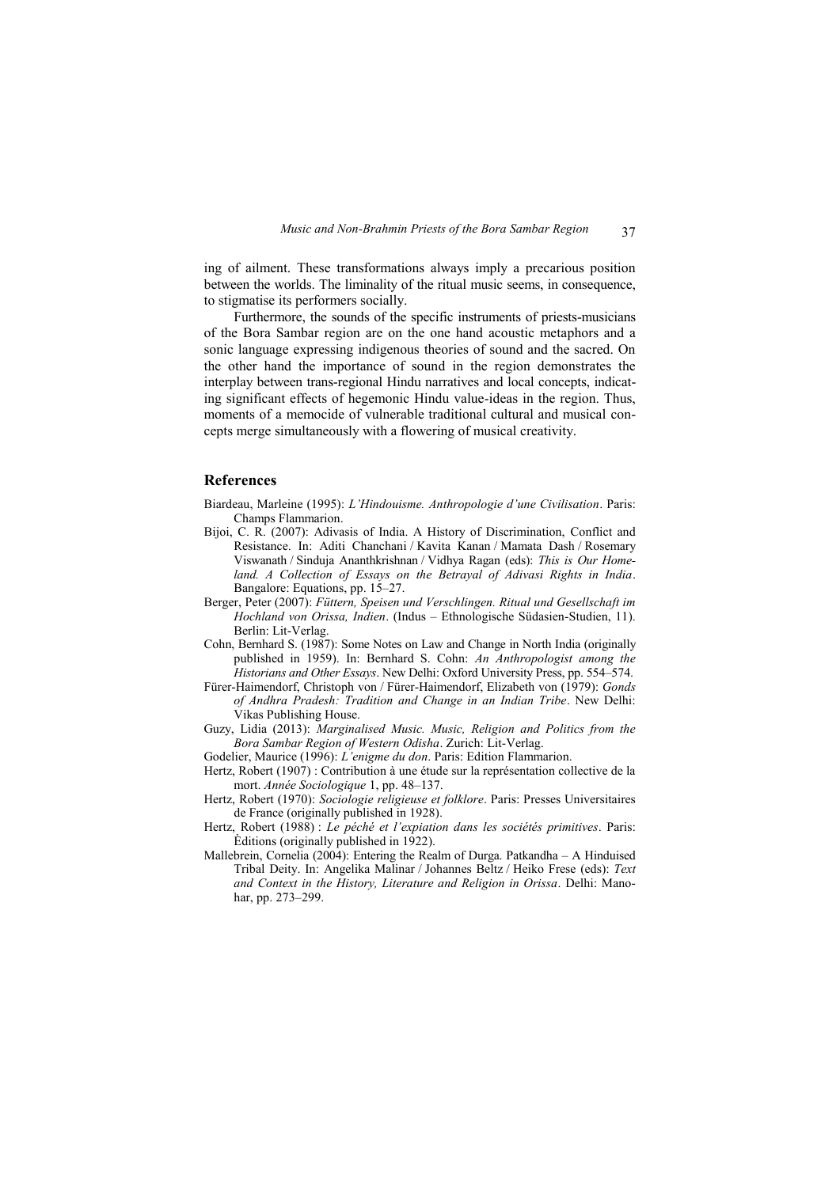ing of ailment. These transformations always imply a precarious position between the worlds. The liminality of the ritual music seems, in consequence, to stigmatise its performers socially.

Furthermore, the sounds of the specific instruments of priests-musicians of the Bora Sambar region are on the one hand acoustic metaphors and a sonic language expressing indigenous theories of sound and the sacred. On the other hand the importance of sound in the region demonstrates the interplay between trans-regional Hindu narratives and local concepts, indicating significant effects of hegemonic Hindu value-ideas in the region. Thus, moments of a memocide of vulnerable traditional cultural and musical concepts merge simultaneously with a flowering of musical creativity.

## References

Biardeau, Marleine (1995): *L'Hindouisme. Anthropologie d'une Civilisation*. Paris: Champs Flammarion.

Bijoi, C. R. (2007): Adivasis of India. A History of Discrimination, Conflict and Resistance. In: Aditi Chanchani / Kavita Kanan / Mamata Dash / Rosemary Viswanath / Sinduja Ananthkrishnan / Vidhya Ragan (eds): *This is Our Homeland. A Collection of Essays on the Betrayal of Adivasi Rights in India*. Bangalore: Equations, pp. 15–27.

Berger, Peter (2007): *Füttern, Speisen und Verschlingen. Ritual und Gesellschaft im Hochland von Orissa, Indien*. (Indus – Ethnologische Südasien-Studien, 11). Berlin: Lit-Verlag.

Cohn, Bernhard S. (1987): Some Notes on Law and Change in North India (originally published in 1959). In: Bernhard S. Cohn: *An Anthropologist among the Historians and Other Essays*. New Delhi: Oxford University Press, pp. 554–574.

Fürer-Haimendorf, Christoph von / Fürer-Haimendorf, Elizabeth von (1979): *Gonds of Andhra Pradesh: Tradition and Change in an Indian Tribe*. New Delhi: Vikas Publishing House.

Guzy, Lidia (2013): *Marginalised Music. Music, Religion and Politics from the Bora Sambar Region of Western Odisha*. Zurich: Lit-Verlag.

Godelier, Maurice (1996): *L'enigme du don*. Paris: Edition Flammarion.

Hertz, Robert (1907) : Contribution à une étude sur la représentation collective de la mort. *Année Sociologique* 1, pp. 48–137.

Hertz, Robert (1970): *Sociologie religieuse et folklore*. Paris: Presses Universitaires de France (originally published in 1928).

Hertz, Robert (1988) : *Le péché et l'expiation dans les sociétés primitives*. Paris: Èditions (originally published in 1922).

Mallebrein, Cornelia (2004): Entering the Realm of Durga. Patkandha – A Hinduised Tribal Deity. In: Angelika Malinar / Johannes Beltz / Heiko Frese (eds): *Text and Context in the History, Literature and Religion in Orissa*. Delhi: Manohar, pp. 273–299.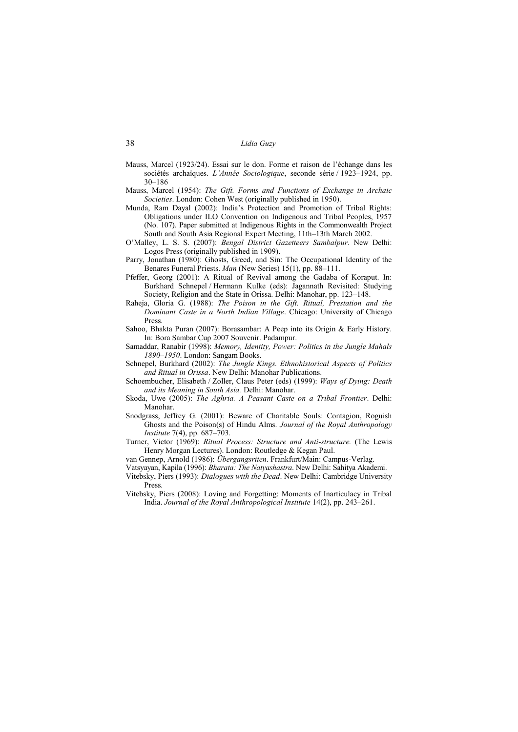Mauss, Marcel (1923/24). Essai sur le don. Forme et raison de l'échange dans les sociétés archaïques. *L'Année Sociologique*, seconde série / 1923–1924, pp. 30–186

Mauss, Marcel (1954): *The Gift. Forms and Functions of Exchange in Archaic Societies*. London: Cohen West (originally published in 1950).

Munda, Ram Dayal (2002): India's Protection and Promotion of Tribal Rights: Obligations under ILO Convention on Indigenous and Tribal Peoples, 1957 (No. 107). Paper submitted at Indigenous Rights in the Commonwealth Project South and South Asia Regional Expert Meeting, 11th–13th March 2002.

O'Malley, L. S. S. (2007): *Bengal District Gazetteers Sambalpur*. New Delhi: Logos Press (originally published in 1909).

Parry, Jonathan (1980): Ghosts, Greed, and Sin: The Occupational Identity of the Benares Funeral Priests. *Man* (New Series) 15(1), pp. 88–111.

Pfeffer, Georg (2001): A Ritual of Revival among the Gadaba of Koraput. In: Burkhard Schnepel / Hermann Kulke (eds): Jagannath Revisited: Studying Society, Religion and the State in Orissa. Delhi: Manohar, pp. 123–148.

Raheja, Gloria G. (1988): *The Poison in the Gift. Ritual, Prestation and the Dominant Caste in a North Indian Village*. Chicago: University of Chicago Press.

Sahoo, Bhakta Puran (2007): Borasambar: A Peep into its Origin & Early History. In: Bora Sambar Cup 2007 Souvenir. Padampur.

Samaddar, Ranabir (1998): *Memory, Identity, Power: Politics in the Jungle Mahals 1890–1950*. London: Sangam Books.

Schnepel, Burkhard (2002): *The Jungle Kings. Ethnohistorical Aspects of Politics and Ritual in Orissa*. New Delhi: Manohar Publications.

Schoembucher, Elisabeth / Zoller, Claus Peter (eds) (1999): *Ways of Dying: Death and its Meaning in South Asia.* Delhi: Manohar.

Skoda, Uwe (2005): *The Aghria. A Peasant Caste on a Tribal Frontier*. Delhi: Manohar.

Snodgrass, Jeffrey G. (2001): Beware of Charitable Souls: Contagion, Roguish Ghosts and the Poison(s) of Hindu Alms. *Journal of the Royal Anthropology Institute* 7(4), pp. 687–703.

Turner, Victor (1969): *Ritual Process: Structure and Anti-structure.* (The Lewis Henry Morgan Lectures). London: Routledge & Kegan Paul.

van Gennep, Arnold (1986): *Übergangsriten*. Frankfurt/Main: Campus-Verlag.

Vatsyayan, Kapila (1996): *Bharata: The Natyashastra*. New Delhi: Sahitya Akademi.

Vitebsky, Piers (1993): *Dialogues with the Dead*. New Delhi: Cambridge University Press.

Vitebsky, Piers (2008): Loving and Forgetting: Moments of Inarticulacy in Tribal India. *Journal of the Royal Anthropological Institute* 14(2), pp. 243–261.